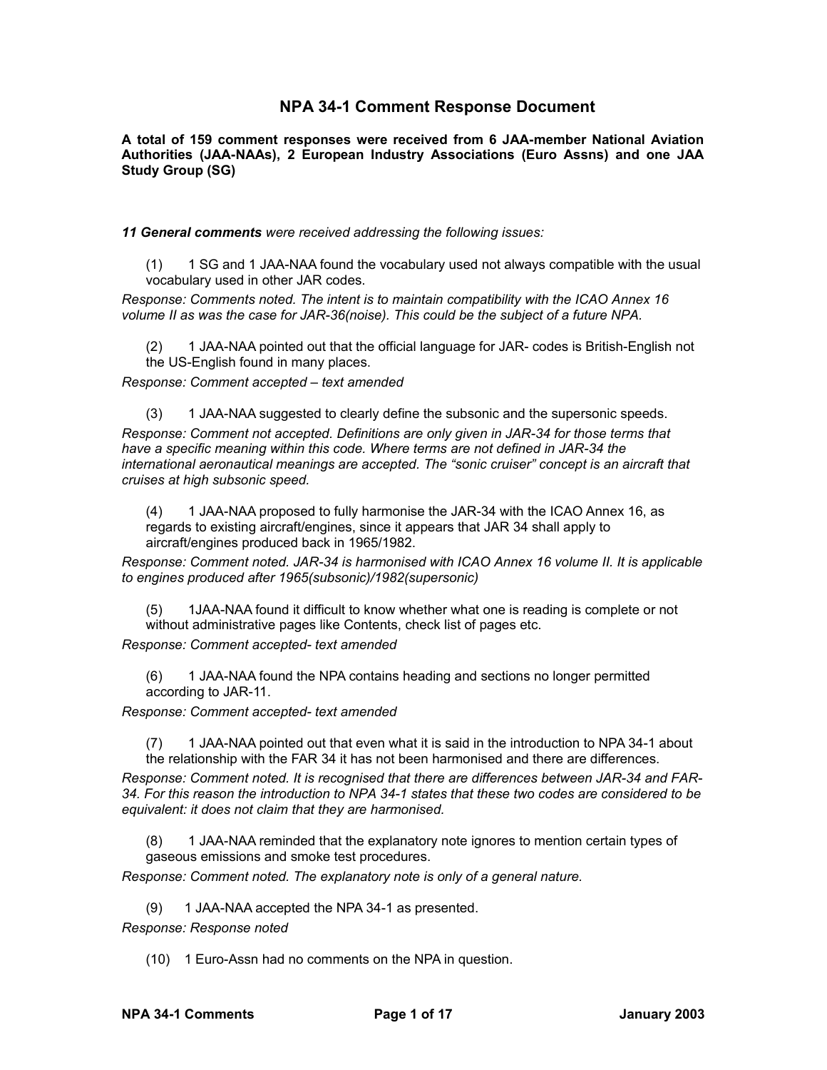# NPA 34-1 Comment Response Document

**A total of 159 comment responses were received from 6 JAA-member National Aviation Authorities (JAA-NAAs), 2 European Industry Associations (Euro Assns) and one JAA Study Group (SG)**

***11 General comments*** *were received addressing the following issues:*

(1) 1 SG and 1 JAA-NAA found the vocabulary used not always compatible with the usual vocabulary used in other JAR codes.

*Response: Comments noted. The intent is to maintain compatibility with the ICAO Annex 16 volume II as was the case for JAR-36(noise). This could be the subject of a future NPA.*

(2) 1 JAA-NAA pointed out that the official language for JAR- codes is British-English not the US-English found in many places.

*Response: Comment accepted – text amended*

(3) 1 JAA-NAA suggested to clearly define the subsonic and the supersonic speeds.

*Response: Comment not accepted. Definitions are only given in JAR-34 for those terms that have a specific meaning within this code. Where terms are not defined in JAR-34 the international aeronautical meanings are accepted. The "sonic cruiser" concept is an aircraft that cruises at high subsonic speed.*

(4) 1 JAA-NAA proposed to fully harmonise the JAR-34 with the ICAO Annex 16, as regards to existing aircraft/engines, since it appears that JAR 34 shall apply to aircraft/engines produced back in 1965/1982.

*Response: Comment noted. JAR-34 is harmonised with ICAO Annex 16 volume II. It is applicable to engines produced after 1965(subsonic)/1982(supersonic)*

(5) 1JAA-NAA found it difficult to know whether what one is reading is complete or not without administrative pages like Contents, check list of pages etc.

*Response: Comment accepted- text amended*

(6) 1 JAA-NAA found the NPA contains heading and sections no longer permitted according to JAR-11.

*Response: Comment accepted- text amended*

(7) 1 JAA-NAA pointed out that even what it is said in the introduction to NPA 34-1 about the relationship with the FAR 34 it has not been harmonised and there are differences.

*Response: Comment noted. It is recognised that there are differences between JAR-34 and FAR-34. For this reason the introduction to NPA 34-1 states that these two codes are considered to be equivalent: it does not claim that they are harmonised.*

(8) 1 JAA-NAA reminded that the explanatory note ignores to mention certain types of gaseous emissions and smoke test procedures.

*Response: Comment noted. The explanatory note is only of a general nature.*

(9) 1 JAA-NAA accepted the NPA 34-1 as presented.

*Response: Response noted*

(10) 1 Euro-Assn had no comments on the NPA in question.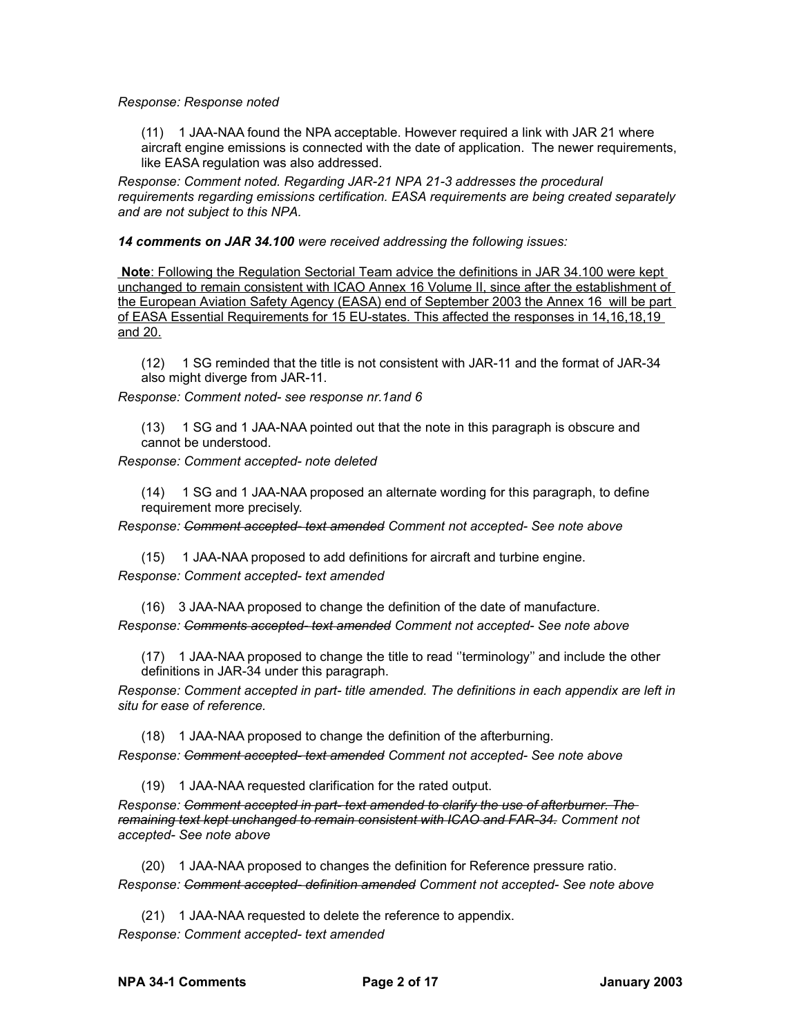*Response: Response noted*

(11) 1 JAA-NAA found the NPA acceptable. However required a link with JAR 21 where aircraft engine emissions is connected with the date of application. The newer requirements, like EASA regulation was also addressed.

*Response: Comment noted. Regarding JAR-21 NPA 21-3 addresses the procedural requirements regarding emissions certification. EASA requirements are being created separately and are not subject to this NPA.*

***14 comments on JAR 34.100** were received addressing the following issues:*

<u>**Note**: Following the Regulation Sectorial Team advice the definitions in JAR 34.100 were kept unchanged to remain consistent with ICAO Annex 16 Volume II, since after the establishment of the European Aviation Safety Agency (EASA) end of September 2003 the Annex 16 will be part of EASA Essential Requirements for 15 EU-states. This affected the responses in 14,16,18,19 and 20.</u>

(12) 1 SG reminded that the title is not consistent with JAR-11 and the format of JAR-34 also might diverge from JAR-11.

*Response: Comment noted- see response nr.1and 6*

(13) 1 SG and 1 JAA-NAA pointed out that the note in this paragraph is obscure and cannot be understood.

*Response: Comment accepted- note deleted*

(14) 1 SG and 1 JAA-NAA proposed an alternate wording for this paragraph, to define requirement more precisely.

*Response: ~~Comment accepted- text amended~~ Comment not accepted- See note above*

(15) 1 JAA-NAA proposed to add definitions for aircraft and turbine engine.

*Response: Comment accepted- text amended*

(16) 3 JAA-NAA proposed to change the definition of the date of manufacture.

*Response: ~~Comments accepted- text amended~~ Comment not accepted- See note above*

(17) 1 JAA-NAA proposed to change the title to read ''terminology'' and include the other definitions in JAR-34 under this paragraph.

*Response: Comment accepted in part- title amended. The definitions in each appendix are left in situ for ease of reference.*

(18) 1 JAA-NAA proposed to change the definition of the afterburning.

*Response: ~~Comment accepted- text amended~~ Comment not accepted- See note above*

(19) 1 JAA-NAA requested clarification for the rated output.

*Response: ~~Comment accepted in part- text amended to clarify the use of afterburner. The remaining text kept unchanged to remain consistent with ICAO and FAR-34.~~ Comment not accepted- See note above*

(20) 1 JAA-NAA proposed to changes the definition for Reference pressure ratio.

*Response: ~~Comment accepted- definition amended~~ Comment not accepted- See note above*

(21) 1 JAA-NAA requested to delete the reference to appendix.

*Response: Comment accepted- text amended*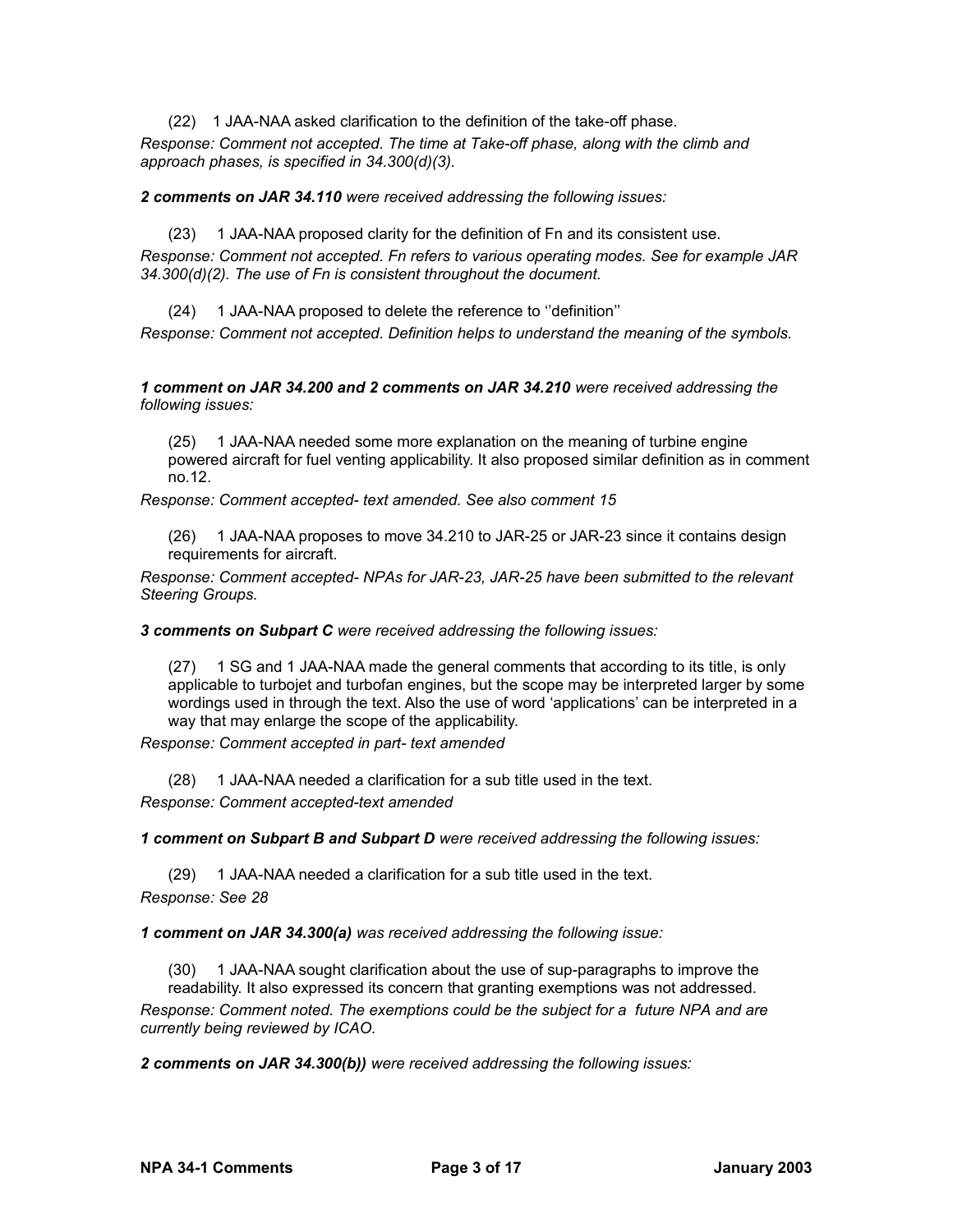(22) 1 JAA-NAA asked clarification to the definition of the take-off phase.

*Response: Comment not accepted. The time at Take-off phase, along with the climb and approach phases, is specified in 34.300(d)(3).*

***2 comments on JAR 34.110** were received addressing the following issues:*

(23) 1 JAA-NAA proposed clarity for the definition of Fn and its consistent use.

*Response: Comment not accepted. Fn refers to various operating modes. See for example JAR 34.300(d)(2). The use of Fn is consistent throughout the document.*

(24) 1 JAA-NAA proposed to delete the reference to ''definition''

*Response: Comment not accepted. Definition helps to understand the meaning of the symbols.*

***1 comment on JAR 34.200 and 2 comments on JAR 34.210** were received addressing the following issues:*

(25) 1 JAA-NAA needed some more explanation on the meaning of turbine engine powered aircraft for fuel venting applicability. It also proposed similar definition as in comment no.12.

*Response: Comment accepted- text amended. See also comment 15*

(26) 1 JAA-NAA proposes to move 34.210 to JAR-25 or JAR-23 since it contains design requirements for aircraft.

*Response: Comment accepted- NPAs for JAR-23, JAR-25 have been submitted to the relevant Steering Groups.*

***3 comments on Subpart C** were received addressing the following issues:*

(27) 1 SG and 1 JAA-NAA made the general comments that according to its title, is only applicable to turbojet and turbofan engines, but the scope may be interpreted larger by some wordings used in through the text. Also the use of word 'applications' can be interpreted in a way that may enlarge the scope of the applicability.

*Response: Comment accepted in part- text amended*

(28) 1 JAA-NAA needed a clarification for a sub title used in the text.

*Response: Comment accepted-text amended*

***1 comment on Subpart B and Subpart D** were received addressing the following issues:*

(29) 1 JAA-NAA needed a clarification for a sub title used in the text.

*Response: See 28*

***1 comment on JAR 34.300(a)** was received addressing the following issue:*

(30) 1 JAA-NAA sought clarification about the use of sup-paragraphs to improve the readability. It also expressed its concern that granting exemptions was not addressed.

*Response: Comment noted. The exemptions could be the subject for a future NPA and are currently being reviewed by ICAO.*

***2 comments on JAR 34.300(b))** were received addressing the following issues:*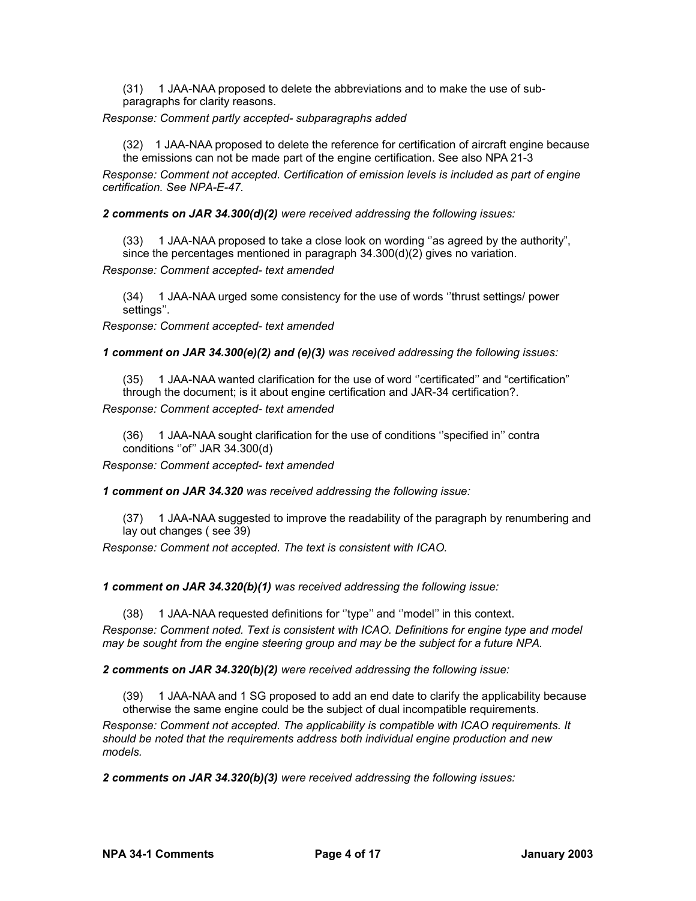(31) 1 JAA-NAA proposed to delete the abbreviations and to make the use of sub-paragraphs for clarity reasons.

*Response: Comment partly accepted- subparagraphs added*

(32) 1 JAA-NAA proposed to delete the reference for certification of aircraft engine because the emissions can not be made part of the engine certification. See also NPA 21-3

*Response: Comment not accepted. Certification of emission levels is included as part of engine certification. See NPA-E-47.*

***2 comments on JAR 34.300(d)(2)*** *were received addressing the following issues:*

(33) 1 JAA-NAA proposed to take a close look on wording ''as agreed by the authority", since the percentages mentioned in paragraph 34.300(d)(2) gives no variation.

*Response: Comment accepted- text amended*

(34) 1 JAA-NAA urged some consistency for the use of words ''thrust settings/ power settings''.

*Response: Comment accepted- text amended*

***1 comment on JAR 34.300(e)(2) and (e)(3)*** *was received addressing the following issues:*

(35) 1 JAA-NAA wanted clarification for the use of word ''certificated'' and "certification" through the document; is it about engine certification and JAR-34 certification?.

*Response: Comment accepted- text amended*

(36) 1 JAA-NAA sought clarification for the use of conditions ''specified in'' contra conditions ''of'' JAR 34.300(d)

*Response: Comment accepted- text amended*

***1 comment on JAR 34.320*** *was received addressing the following issue:*

(37) 1 JAA-NAA suggested to improve the readability of the paragraph by renumbering and lay out changes ( see 39)

*Response: Comment not accepted. The text is consistent with ICAO.*

***1 comment on JAR 34.320(b)(1)*** *was received addressing the following issue:*

(38) 1 JAA-NAA requested definitions for ''type'' and ''model'' in this context.

*Response: Comment noted. Text is consistent with ICAO. Definitions for engine type and model may be sought from the engine steering group and may be the subject for a future NPA.*

***2 comments on JAR 34.320(b)(2)*** *were received addressing the following issue:*

(39) 1 JAA-NAA and 1 SG proposed to add an end date to clarify the applicability because otherwise the same engine could be the subject of dual incompatible requirements.

*Response: Comment not accepted. The applicability is compatible with ICAO requirements. It should be noted that the requirements address both individual engine production and new models.*

***2 comments on JAR 34.320(b)(3)*** *were received addressing the following issues:*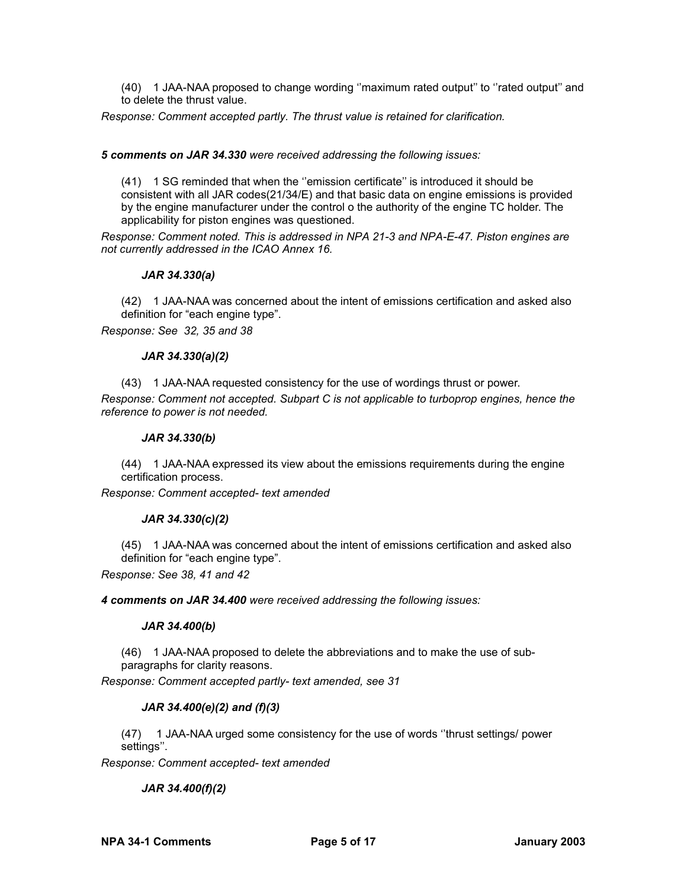(40) 1 JAA-NAA proposed to change wording ''maximum rated output'' to ''rated output'' and to delete the thrust value.

*Response: Comment accepted partly. The thrust value is retained for clarification.*

***5 comments on JAR 34.330** were received addressing the following issues:*

(41) 1 SG reminded that when the ''emission certificate'' is introduced it should be consistent with all JAR codes(21/34/E) and that basic data on engine emissions is provided by the engine manufacturer under the control o the authority of the engine TC holder. The applicability for piston engines was questioned.

*Response: Comment noted. This is addressed in NPA 21-3 and NPA-E-47. Piston engines are not currently addressed in the ICAO Annex 16.*

***JAR 34.330(a)***

(42) 1 JAA-NAA was concerned about the intent of emissions certification and asked also definition for "each engine type".

*Response: See 32, 35 and 38*

***JAR 34.330(a)(2)***

(43) 1 JAA-NAA requested consistency for the use of wordings thrust or power.

*Response: Comment not accepted. Subpart C is not applicable to turboprop engines, hence the reference to power is not needed.*

***JAR 34.330(b)***

(44) 1 JAA-NAA expressed its view about the emissions requirements during the engine certification process.

*Response: Comment accepted- text amended*

***JAR 34.330(c)(2)***

(45) 1 JAA-NAA was concerned about the intent of emissions certification and asked also definition for "each engine type".

*Response: See 38, 41 and 42*

***4 comments on JAR 34.400** were received addressing the following issues:*

***JAR 34.400(b)***

(46) 1 JAA-NAA proposed to delete the abbreviations and to make the use of sub-paragraphs for clarity reasons.

*Response: Comment accepted partly- text amended, see 31*

***JAR 34.400(e)(2) and (f)(3)***

(47) 1 JAA-NAA urged some consistency for the use of words ''thrust settings/ power settings''.

*Response: Comment accepted- text amended*

***JAR 34.400(f)(2)***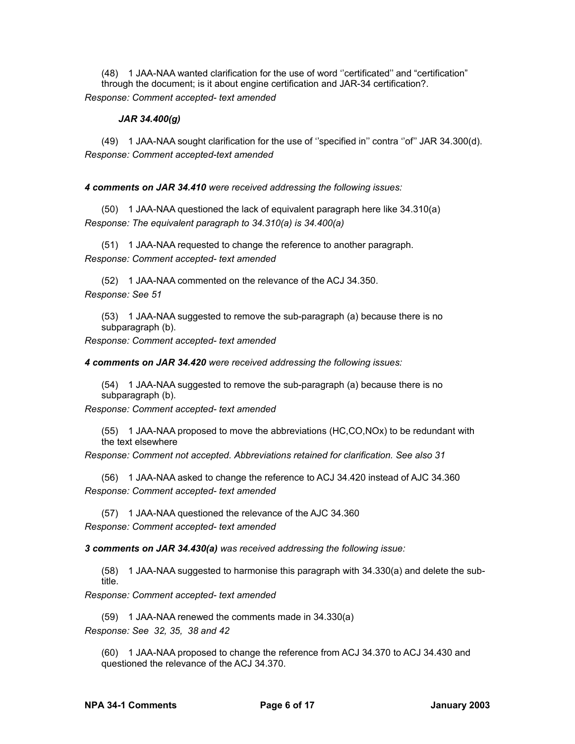(48) 1 JAA-NAA wanted clarification for the use of word ''certificated'' and "certification" through the document; is it about engine certification and JAR-34 certification?.

*Response: Comment accepted- text amended*

***JAR 34.400(g)***

(49) 1 JAA-NAA sought clarification for the use of ''specified in'' contra ''of'' JAR 34.300(d).

*Response: Comment accepted-text amended*

***4 comments on JAR 34.410** were received addressing the following issues:*

(50) 1 JAA-NAA questioned the lack of equivalent paragraph here like 34.310(a)

*Response: The equivalent paragraph to 34.310(a) is 34.400(a)*

(51) 1 JAA-NAA requested to change the reference to another paragraph.

*Response: Comment accepted- text amended*

(52) 1 JAA-NAA commented on the relevance of the ACJ 34.350.

*Response: See 51*

(53) 1 JAA-NAA suggested to remove the sub-paragraph (a) because there is no subparagraph (b).

*Response: Comment accepted- text amended*

***4 comments on JAR 34.420** were received addressing the following issues:*

(54) 1 JAA-NAA suggested to remove the sub-paragraph (a) because there is no subparagraph (b).

*Response: Comment accepted- text amended*

(55) 1 JAA-NAA proposed to move the abbreviations (HC,CO,NOx) to be redundant with the text elsewhere

*Response: Comment not accepted. Abbreviations retained for clarification. See also 31*

(56) 1 JAA-NAA asked to change the reference to ACJ 34.420 instead of AJC 34.360

*Response: Comment accepted- text amended*

(57) 1 JAA-NAA questioned the relevance of the AJC 34.360

*Response: Comment accepted- text amended*

***3 comments on JAR 34.430(a)** was received addressing the following issue:*

(58) 1 JAA-NAA suggested to harmonise this paragraph with 34.330(a) and delete the sub-title.

*Response: Comment accepted- text amended*

(59) 1 JAA-NAA renewed the comments made in 34.330(a)

*Response: See 32, 35, 38 and 42*

(60) 1 JAA-NAA proposed to change the reference from ACJ 34.370 to ACJ 34.430 and questioned the relevance of the ACJ 34.370.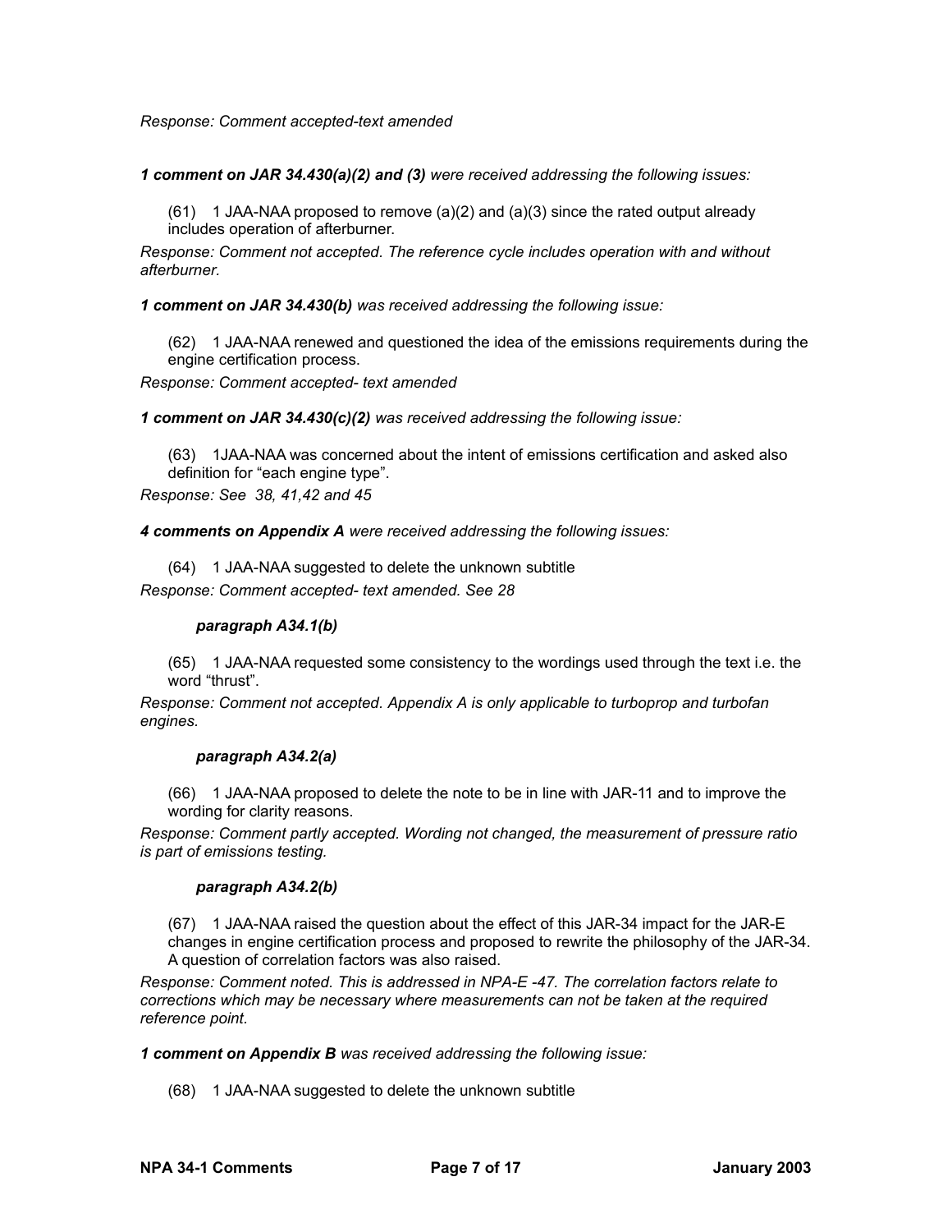*Response: Comment accepted-text amended*

***1 comment on JAR 34.430(a)(2) and (3)*** *were received addressing the following issues:*

(61) 1 JAA-NAA proposed to remove (a)(2) and (a)(3) since the rated output already includes operation of afterburner.

*Response: Comment not accepted. The reference cycle includes operation with and without afterburner.*

***1 comment on JAR 34.430(b)*** *was received addressing the following issue:*

(62) 1 JAA-NAA renewed and questioned the idea of the emissions requirements during the engine certification process.

*Response: Comment accepted- text amended*

***1 comment on JAR 34.430(c)(2)*** *was received addressing the following issue:*

(63) 1JAA-NAA was concerned about the intent of emissions certification and asked also definition for "each engine type".

*Response: See 38, 41,42 and 45*

***4 comments on Appendix A*** *were received addressing the following issues:*

(64) 1 JAA-NAA suggested to delete the unknown subtitle

*Response: Comment accepted- text amended. See 28*

***paragraph A34.1(b)***

(65) 1 JAA-NAA requested some consistency to the wordings used through the text i.e. the word "thrust".

*Response: Comment not accepted. Appendix A is only applicable to turboprop and turbofan engines.*

***paragraph A34.2(a)***

(66) 1 JAA-NAA proposed to delete the note to be in line with JAR-11 and to improve the wording for clarity reasons.

*Response: Comment partly accepted. Wording not changed, the measurement of pressure ratio is part of emissions testing.*

***paragraph A34.2(b)***

(67) 1 JAA-NAA raised the question about the effect of this JAR-34 impact for the JAR-E changes in engine certification process and proposed to rewrite the philosophy of the JAR-34. A question of correlation factors was also raised.

*Response: Comment noted. This is addressed in NPA-E -47. The correlation factors relate to corrections which may be necessary where measurements can not be taken at the required reference point.*

***1 comment on Appendix B*** *was received addressing the following issue:*

(68) 1 JAA-NAA suggested to delete the unknown subtitle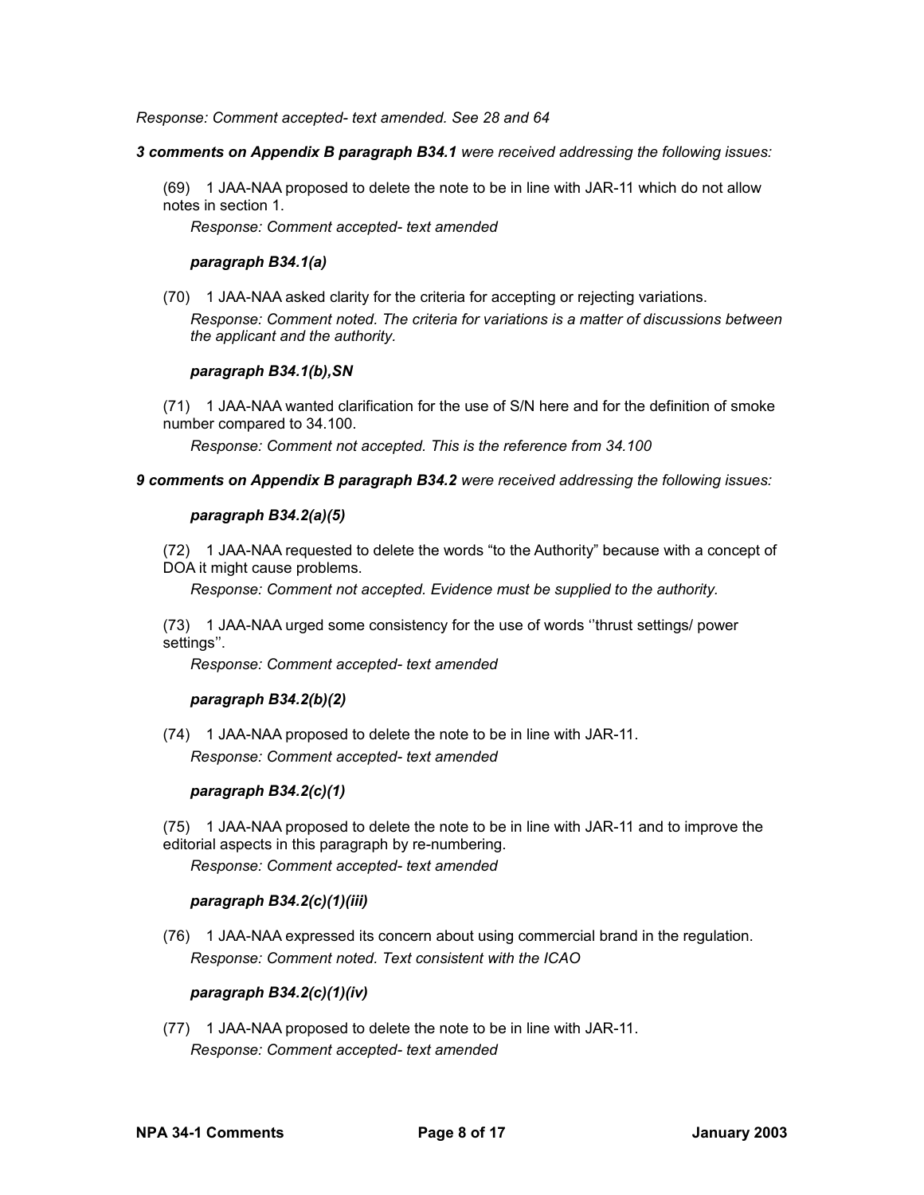*Response: Comment accepted- text amended. See 28 and 64*

***3 comments on Appendix B paragraph B34.1** were received addressing the following issues:*

(69) 1 JAA-NAA proposed to delete the note to be in line with JAR-11 which do not allow notes in section 1.

*Response: Comment accepted- text amended*

***paragraph B34.1(a)***

(70) 1 JAA-NAA asked clarity for the criteria for accepting or rejecting variations.

*Response: Comment noted. The criteria for variations is a matter of discussions between the applicant and the authority.*

***paragraph B34.1(b),SN***

(71) 1 JAA-NAA wanted clarification for the use of S/N here and for the definition of smoke number compared to 34.100.

*Response: Comment not accepted. This is the reference from 34.100*

***9 comments on Appendix B paragraph B34.2** were received addressing the following issues:*

***paragraph B34.2(a)(5)***

(72) 1 JAA-NAA requested to delete the words "to the Authority" because with a concept of DOA it might cause problems.

*Response: Comment not accepted. Evidence must be supplied to the authority.*

(73) 1 JAA-NAA urged some consistency for the use of words ''thrust settings/ power settings''.

*Response: Comment accepted- text amended*

***paragraph B34.2(b)(2)***

(74) 1 JAA-NAA proposed to delete the note to be in line with JAR-11.

*Response: Comment accepted- text amended*

***paragraph B34.2(c)(1)***

(75) 1 JAA-NAA proposed to delete the note to be in line with JAR-11 and to improve the editorial aspects in this paragraph by re-numbering.

*Response: Comment accepted- text amended*

***paragraph B34.2(c)(1)(iii)***

(76) 1 JAA-NAA expressed its concern about using commercial brand in the regulation.

*Response: Comment noted. Text consistent with the ICAO*

***paragraph B34.2(c)(1)(iv)***

(77) 1 JAA-NAA proposed to delete the note to be in line with JAR-11.

*Response: Comment accepted- text amended*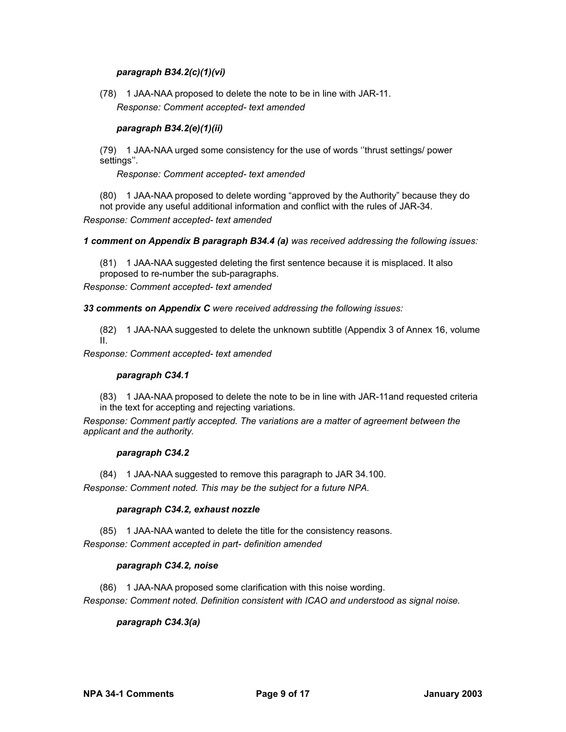***paragraph B34.2(c)(1)(vi)***

(78) 1 JAA-NAA proposed to delete the note to be in line with JAR-11.

*Response: Comment accepted- text amended*

***paragraph B34.2(e)(1)(ii)***

(79) 1 JAA-NAA urged some consistency for the use of words ''thrust settings/ power settings''.

*Response: Comment accepted- text amended*

(80) 1 JAA-NAA proposed to delete wording "approved by the Authority" because they do not provide any useful additional information and conflict with the rules of JAR-34.

*Response: Comment accepted- text amended*

***1 comment on Appendix B paragraph B34.4 (a)** was received addressing the following issues:*

(81) 1 JAA-NAA suggested deleting the first sentence because it is misplaced. It also proposed to re-number the sub-paragraphs.

*Response: Comment accepted- text amended*

***33 comments on Appendix C** were received addressing the following issues:*

(82) 1 JAA-NAA suggested to delete the unknown subtitle (Appendix 3 of Annex 16, volume II.

*Response: Comment accepted- text amended*

***paragraph C34.1***

(83) 1 JAA-NAA proposed to delete the note to be in line with JAR-11and requested criteria in the text for accepting and rejecting variations.

*Response: Comment partly accepted. The variations are a matter of agreement between the applicant and the authority.*

***paragraph C34.2***

(84) 1 JAA-NAA suggested to remove this paragraph to JAR 34.100.

*Response: Comment noted. This may be the subject for a future NPA.*

***paragraph C34.2, exhaust nozzle***

(85) 1 JAA-NAA wanted to delete the title for the consistency reasons.

*Response: Comment accepted in part- definition amended*

***paragraph C34.2, noise***

(86) 1 JAA-NAA proposed some clarification with this noise wording.

*Response: Comment noted. Definition consistent with ICAO and understood as signal noise.*

***paragraph C34.3(a)***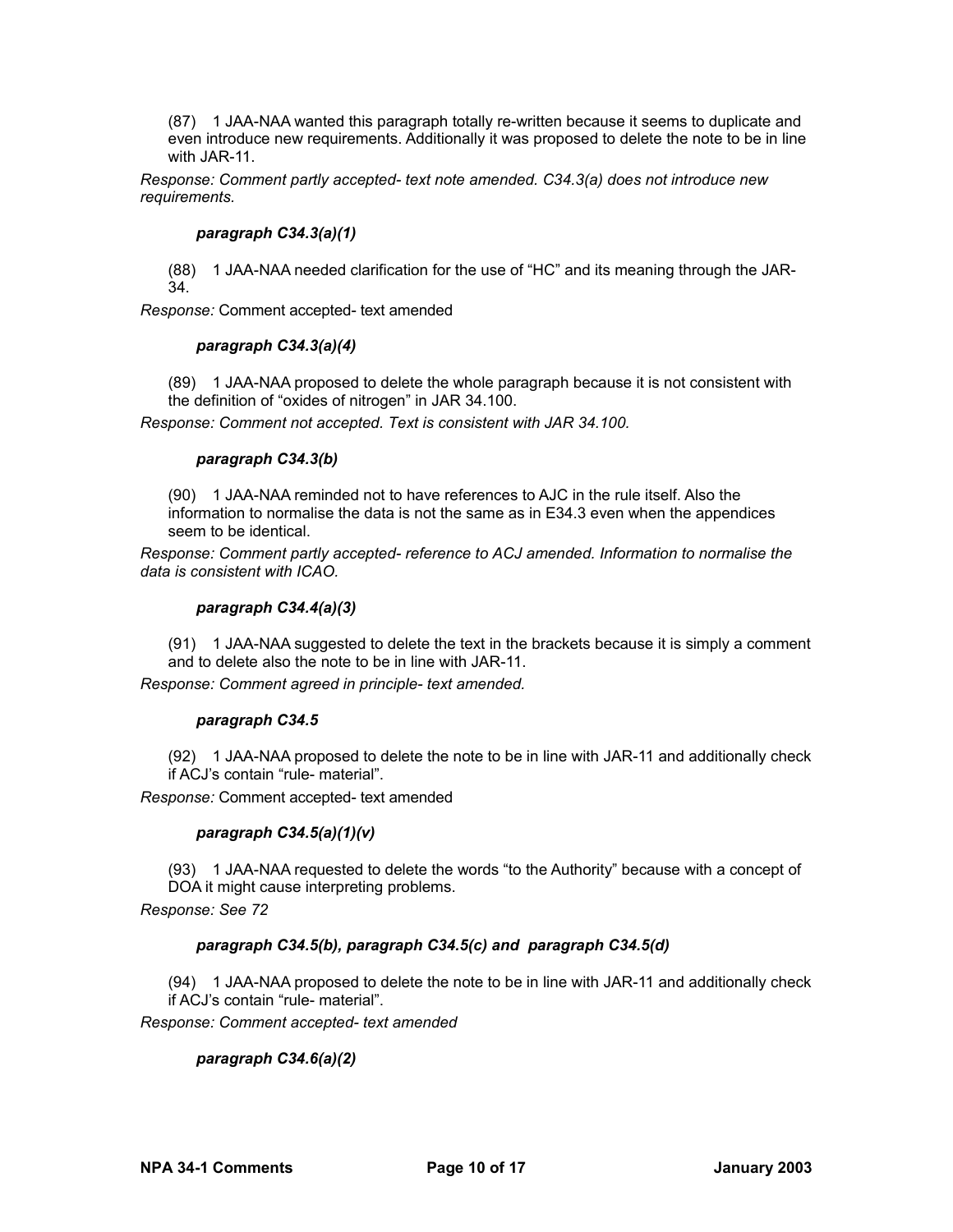(87) 1 JAA-NAA wanted this paragraph totally re-written because it seems to duplicate and even introduce new requirements. Additionally it was proposed to delete the note to be in line with JAR-11.

*Response: Comment partly accepted- text note amended. C34.3(a) does not introduce new requirements.*

***paragraph C34.3(a)(1)***

(88) 1 JAA-NAA needed clarification for the use of "HC" and its meaning through the JAR-34.

*Response:* Comment accepted- text amended

***paragraph C34.3(a)(4)***

(89) 1 JAA-NAA proposed to delete the whole paragraph because it is not consistent with the definition of "oxides of nitrogen" in JAR 34.100.

*Response: Comment not accepted. Text is consistent with JAR 34.100.*

***paragraph C34.3(b)***

(90) 1 JAA-NAA reminded not to have references to AJC in the rule itself. Also the information to normalise the data is not the same as in E34.3 even when the appendices seem to be identical.

*Response: Comment partly accepted- reference to ACJ amended. Information to normalise the data is consistent with ICAO.*

***paragraph C34.4(a)(3)***

(91) 1 JAA-NAA suggested to delete the text in the brackets because it is simply a comment and to delete also the note to be in line with JAR-11.

*Response: Comment agreed in principle- text amended.*

***paragraph C34.5***

(92) 1 JAA-NAA proposed to delete the note to be in line with JAR-11 and additionally check if ACJ's contain "rule- material".

*Response:* Comment accepted- text amended

***paragraph C34.5(a)(1)(v)***

(93) 1 JAA-NAA requested to delete the words "to the Authority" because with a concept of DOA it might cause interpreting problems.

*Response: See 72*

***paragraph C34.5(b), paragraph C34.5(c) and paragraph C34.5(d)***

(94) 1 JAA-NAA proposed to delete the note to be in line with JAR-11 and additionally check if ACJ's contain "rule- material".

*Response: Comment accepted- text amended*

***paragraph C34.6(a)(2)***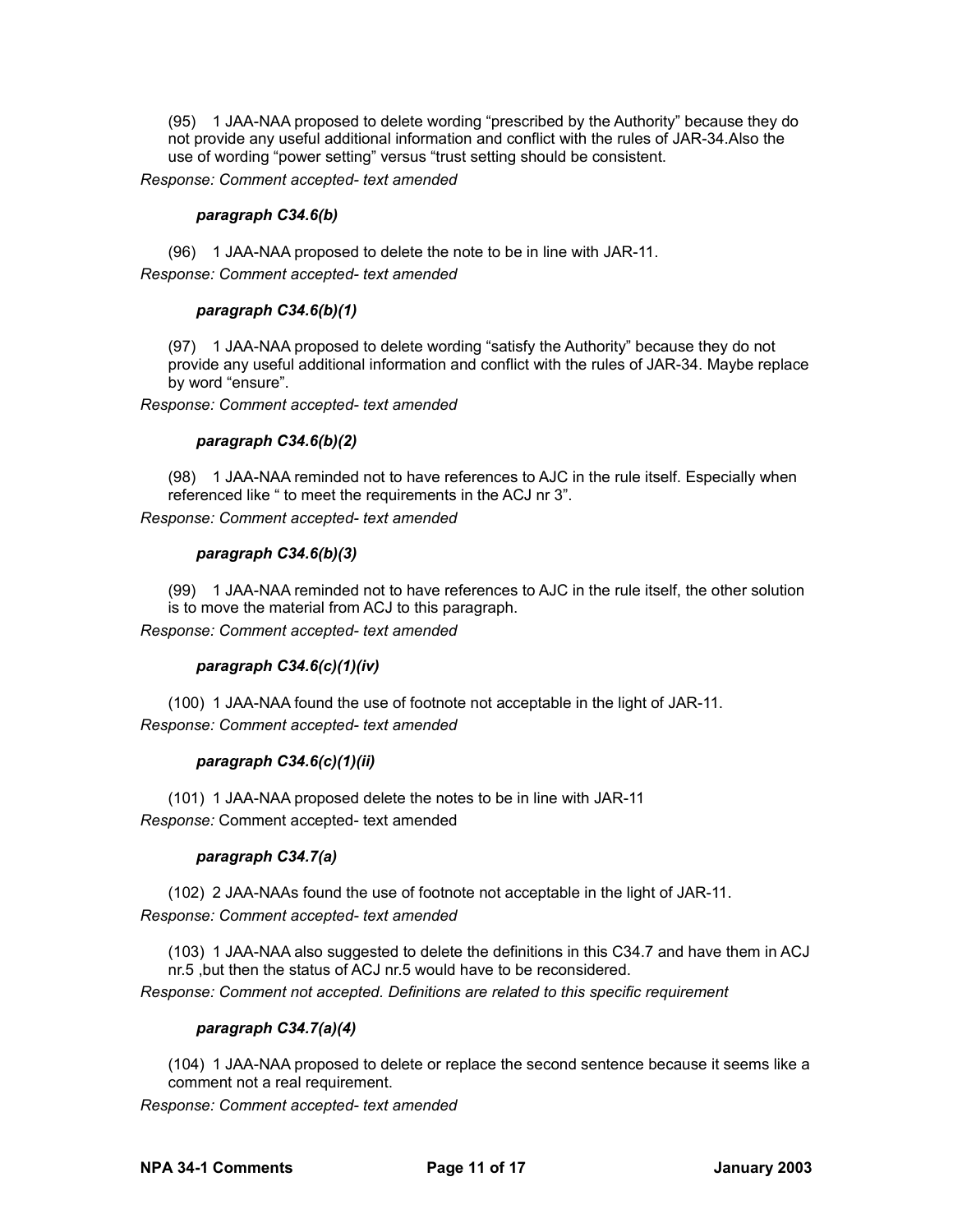(95) 1 JAA-NAA proposed to delete wording “prescribed by the Authority” because they do not provide any useful additional information and conflict with the rules of JAR-34.Also the use of wording “power setting” versus “trust setting should be consistent.

*Response: Comment accepted- text amended*

***paragraph C34.6(b)***

(96) 1 JAA-NAA proposed to delete the note to be in line with JAR-11.

*Response: Comment accepted- text amended*

***paragraph C34.6(b)(1)***

(97) 1 JAA-NAA proposed to delete wording “satisfy the Authority” because they do not provide any useful additional information and conflict with the rules of JAR-34. Maybe replace by word “ensure”.

*Response: Comment accepted- text amended*

***paragraph C34.6(b)(2)***

(98) 1 JAA-NAA reminded not to have references to AJC in the rule itself. Especially when referenced like “ to meet the requirements in the ACJ nr 3”.

*Response: Comment accepted- text amended*

***paragraph C34.6(b)(3)***

(99) 1 JAA-NAA reminded not to have references to AJC in the rule itself, the other solution is to move the material from ACJ to this paragraph.

*Response: Comment accepted- text amended*

***paragraph C34.6(c)(1)(iv)***

(100) 1 JAA-NAA found the use of footnote not acceptable in the light of JAR-11.

*Response: Comment accepted- text amended*

***paragraph C34.6(c)(1)(ii)***

(101) 1 JAA-NAA proposed delete the notes to be in line with JAR-11

*Response:* Comment accepted- text amended

***paragraph C34.7(a)***

(102) 2 JAA-NAAs found the use of footnote not acceptable in the light of JAR-11.

*Response: Comment accepted- text amended*

(103) 1 JAA-NAA also suggested to delete the definitions in this C34.7 and have them in ACJ nr.5 ,but then the status of ACJ nr.5 would have to be reconsidered.

*Response: Comment not accepted. Definitions are related to this specific requirement*

***paragraph C34.7(a)(4)***

(104) 1 JAA-NAA proposed to delete or replace the second sentence because it seems like a comment not a real requirement.

*Response: Comment accepted- text amended*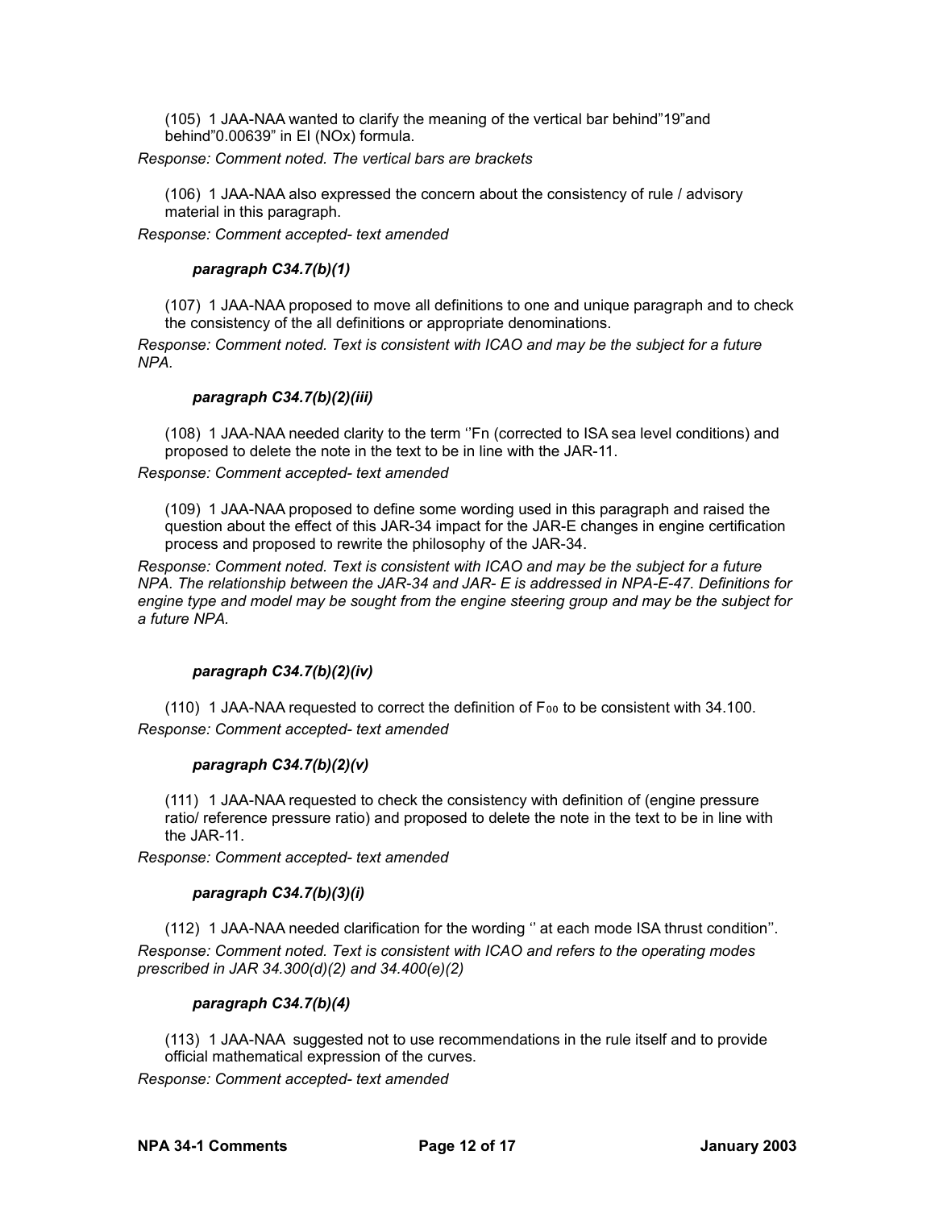(105) 1 JAA-NAA wanted to clarify the meaning of the vertical bar behind"19"and behind"0.00639" in EI (NOx) formula.

*Response: Comment noted. The vertical bars are brackets*

(106) 1 JAA-NAA also expressed the concern about the consistency of rule / advisory material in this paragraph.

*Response: Comment accepted- text amended*

***paragraph C34.7(b)(1)***

(107) 1 JAA-NAA proposed to move all definitions to one and unique paragraph and to check the consistency of the all definitions or appropriate denominations.

*Response: Comment noted. Text is consistent with ICAO and may be the subject for a future NPA.*

***paragraph C34.7(b)(2)(iii)***

(108) 1 JAA-NAA needed clarity to the term ''Fn (corrected to ISA sea level conditions) and proposed to delete the note in the text to be in line with the JAR-11.

*Response: Comment accepted- text amended*

(109) 1 JAA-NAA proposed to define some wording used in this paragraph and raised the question about the effect of this JAR-34 impact for the JAR-E changes in engine certification process and proposed to rewrite the philosophy of the JAR-34.

*Response: Comment noted. Text is consistent with ICAO and may be the subject for a future NPA. The relationship between the JAR-34 and JAR- E is addressed in NPA-E-47. Definitions for engine type and model may be sought from the engine steering group and may be the subject for a future NPA.*

***paragraph C34.7(b)(2)(iv)***

(110) 1 JAA-NAA requested to correct the definition of $F_{00}$ to be consistent with 34.100.

*Response: Comment accepted- text amended*

***paragraph C34.7(b)(2)(v)***

(111) 1 JAA-NAA requested to check the consistency with definition of (engine pressure ratio/ reference pressure ratio) and proposed to delete the note in the text to be in line with the JAR-11.

*Response: Comment accepted- text amended*

***paragraph C34.7(b)(3)(i)***

(112) 1 JAA-NAA needed clarification for the wording '' at each mode ISA thrust condition''.

*Response: Comment noted. Text is consistent with ICAO and refers to the operating modes prescribed in JAR 34.300(d)(2) and 34.400(e)(2)*

***paragraph C34.7(b)(4)***

(113) 1 JAA-NAA suggested not to use recommendations in the rule itself and to provide official mathematical expression of the curves.

*Response: Comment accepted- text amended*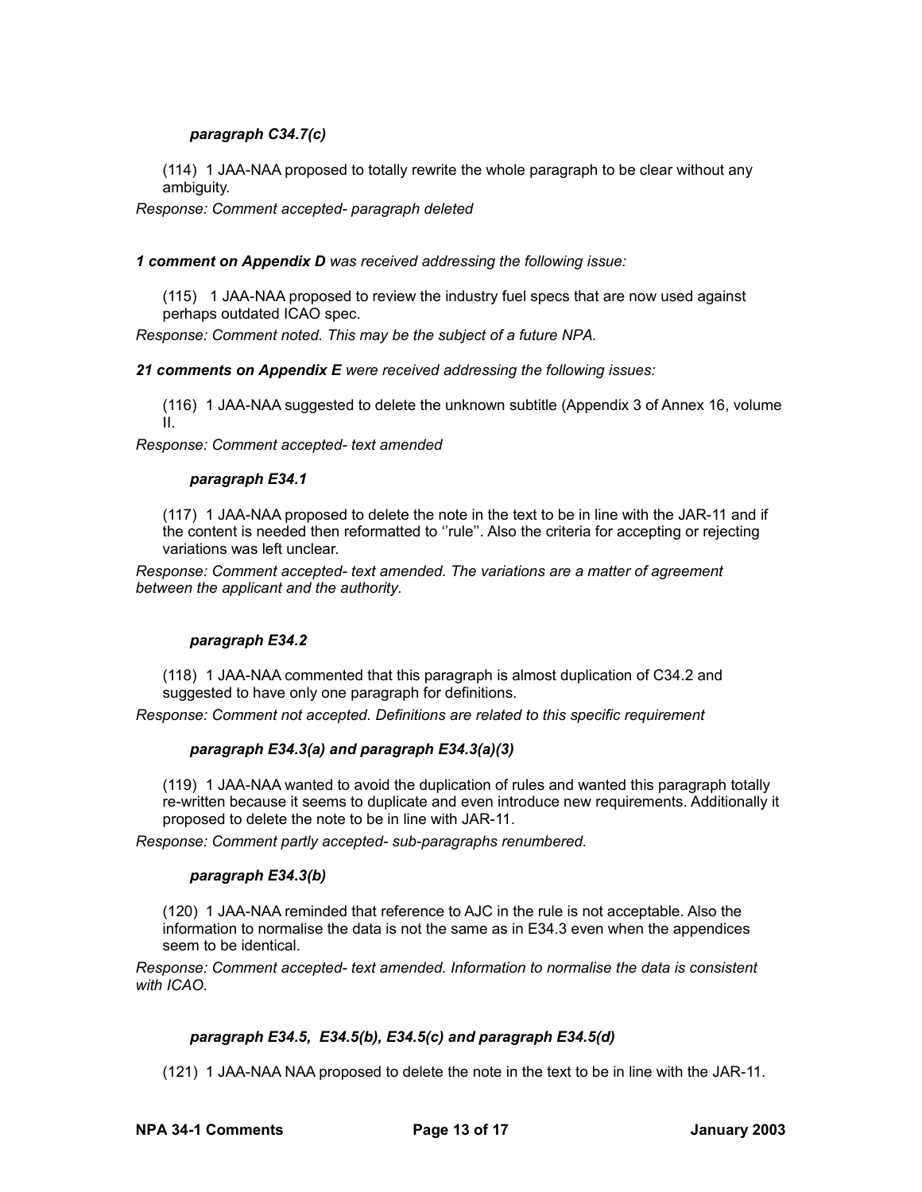***paragraph C34.7(c)***

(114) 1 JAA-NAA proposed to totally rewrite the whole paragraph to be clear without any ambiguity.

*Response: Comment accepted- paragraph deleted*

***1 comment on Appendix D** was received addressing the following issue:*

(115) 1 JAA-NAA proposed to review the industry fuel specs that are now used against perhaps outdated ICAO spec.

*Response: Comment noted. This may be the subject of a future NPA.*

***21 comments on Appendix E** were received addressing the following issues:*

(116) 1 JAA-NAA suggested to delete the unknown subtitle (Appendix 3 of Annex 16, volume II.

*Response: Comment accepted- text amended*

***paragraph E34.1***

(117) 1 JAA-NAA proposed to delete the note in the text to be in line with the JAR-11 and if the content is needed then reformatted to ''rule''. Also the criteria for accepting or rejecting variations was left unclear.

*Response: Comment accepted- text amended. The variations are a matter of agreement between the applicant and the authority.*

***paragraph E34.2***

(118) 1 JAA-NAA commented that this paragraph is almost duplication of C34.2 and suggested to have only one paragraph for definitions.

*Response: Comment not accepted. Definitions are related to this specific requirement*

***paragraph E34.3(a) and paragraph E34.3(a)(3)***

(119) 1 JAA-NAA wanted to avoid the duplication of rules and wanted this paragraph totally re-written because it seems to duplicate and even introduce new requirements. Additionally it proposed to delete the note to be in line with JAR-11.

*Response: Comment partly accepted- sub-paragraphs renumbered.*

***paragraph E34.3(b)***

(120) 1 JAA-NAA reminded that reference to AJC in the rule is not acceptable. Also the information to normalise the data is not the same as in E34.3 even when the appendices seem to be identical.

*Response: Comment accepted- text amended. Information to normalise the data is consistent with ICAO.*

***paragraph E34.5, E34.5(b), E34.5(c) and paragraph E34.5(d)***

(121) 1 JAA-NAA NAA proposed to delete the note in the text to be in line with the JAR-11.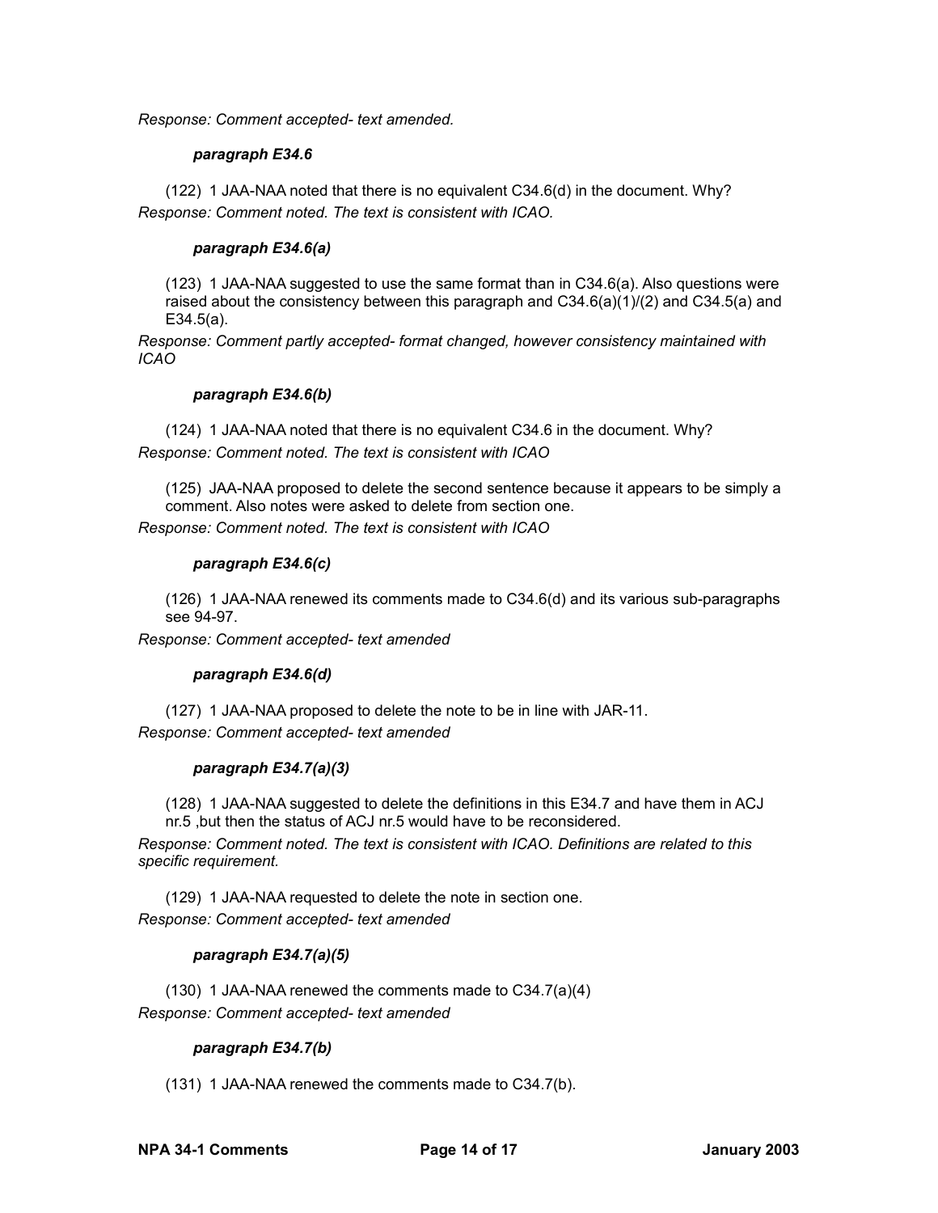*Response: Comment accepted- text amended.*

***paragraph E34.6***

(122) 1 JAA-NAA noted that there is no equivalent C34.6(d) in the document. Why?

*Response: Comment noted. The text is consistent with ICAO.*

***paragraph E34.6(a)***

(123) 1 JAA-NAA suggested to use the same format than in C34.6(a). Also questions were raised about the consistency between this paragraph and C34.6(a)(1)/(2) and C34.5(a) and E34.5(a).

*Response: Comment partly accepted- format changed, however consistency maintained with ICAO*

***paragraph E34.6(b)***

(124) 1 JAA-NAA noted that there is no equivalent C34.6 in the document. Why?

*Response: Comment noted. The text is consistent with ICAO*

(125) JAA-NAA proposed to delete the second sentence because it appears to be simply a comment. Also notes were asked to delete from section one.

*Response: Comment noted. The text is consistent with ICAO*

***paragraph E34.6(c)***

(126) 1 JAA-NAA renewed its comments made to C34.6(d) and its various sub-paragraphs see 94-97.

*Response: Comment accepted- text amended*

***paragraph E34.6(d)***

(127) 1 JAA-NAA proposed to delete the note to be in line with JAR-11.

*Response: Comment accepted- text amended*

***paragraph E34.7(a)(3)***

(128) 1 JAA-NAA suggested to delete the definitions in this E34.7 and have them in ACJ nr.5 ,but then the status of ACJ nr.5 would have to be reconsidered.

*Response: Comment noted. The text is consistent with ICAO. Definitions are related to this specific requirement.*

(129) 1 JAA-NAA requested to delete the note in section one.

*Response: Comment accepted- text amended*

***paragraph E34.7(a)(5)***

(130) 1 JAA-NAA renewed the comments made to C34.7(a)(4)

*Response: Comment accepted- text amended*

***paragraph E34.7(b)***

(131) 1 JAA-NAA renewed the comments made to C34.7(b).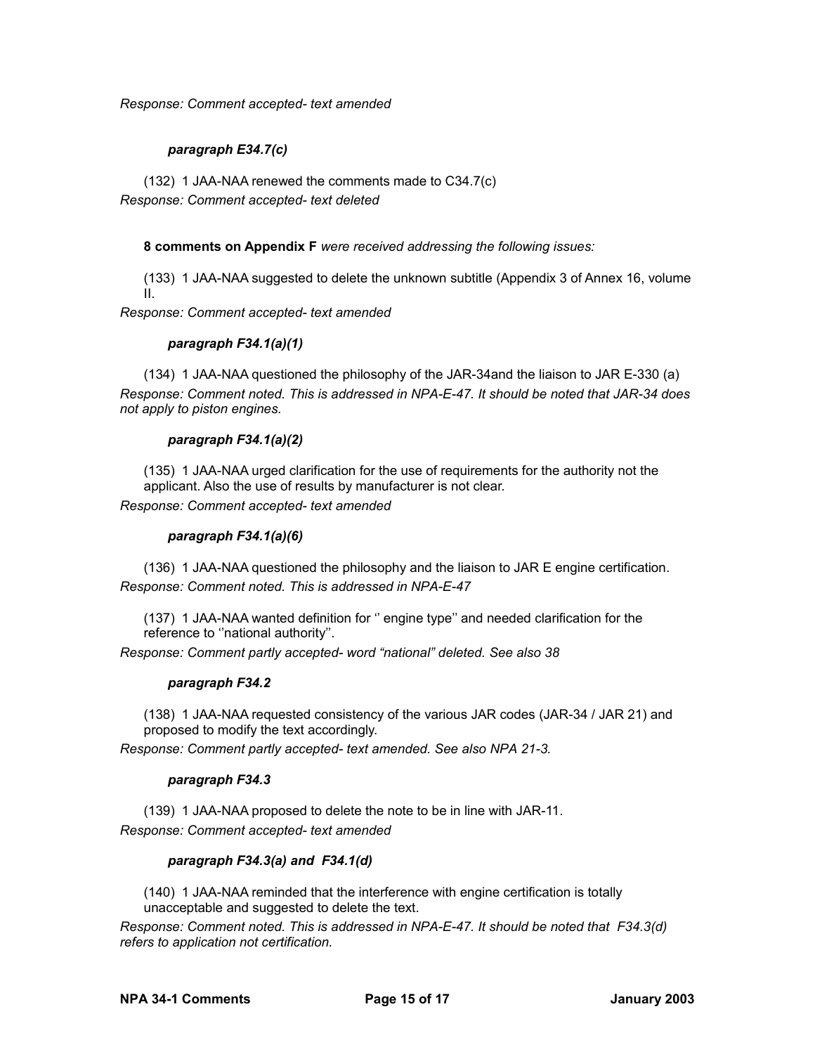*Response: Comment accepted- text amended*

***paragraph E34.7(c)***

(132) 1 JAA-NAA renewed the comments made to C34.7(c)

*Response: Comment accepted- text deleted*

**8 comments on Appendix F** *were received addressing the following issues:*

(133) 1 JAA-NAA suggested to delete the unknown subtitle (Appendix 3 of Annex 16, volume II.

*Response: Comment accepted- text amended*

***paragraph F34.1(a)(1)***

(134) 1 JAA-NAA questioned the philosophy of the JAR-34and the liaison to JAR E-330 (a)

*Response: Comment noted. This is addressed in NPA-E-47. It should be noted that JAR-34 does not apply to piston engines.*

***paragraph F34.1(a)(2)***

(135) 1 JAA-NAA urged clarification for the use of requirements for the authority not the applicant. Also the use of results by manufacturer is not clear.

*Response: Comment accepted- text amended*

***paragraph F34.1(a)(6)***

(136) 1 JAA-NAA questioned the philosophy and the liaison to JAR E engine certification.

*Response: Comment noted. This is addressed in NPA-E-47*

(137) 1 JAA-NAA wanted definition for '' engine type'' and needed clarification for the reference to ''national authority''.

*Response: Comment partly accepted- word "national" deleted. See also 38*

***paragraph F34.2***

(138) 1 JAA-NAA requested consistency of the various JAR codes (JAR-34 / JAR 21) and proposed to modify the text accordingly.

*Response: Comment partly accepted- text amended. See also NPA 21-3.*

***paragraph F34.3***

(139) 1 JAA-NAA proposed to delete the note to be in line with JAR-11.

*Response: Comment accepted- text amended*

***paragraph F34.3(a) and F34.1(d)***

(140) 1 JAA-NAA reminded that the interference with engine certification is totally unacceptable and suggested to delete the text.

*Response: Comment noted. This is addressed in NPA-E-47. It should be noted that F34.3(d) refers to application not certification.*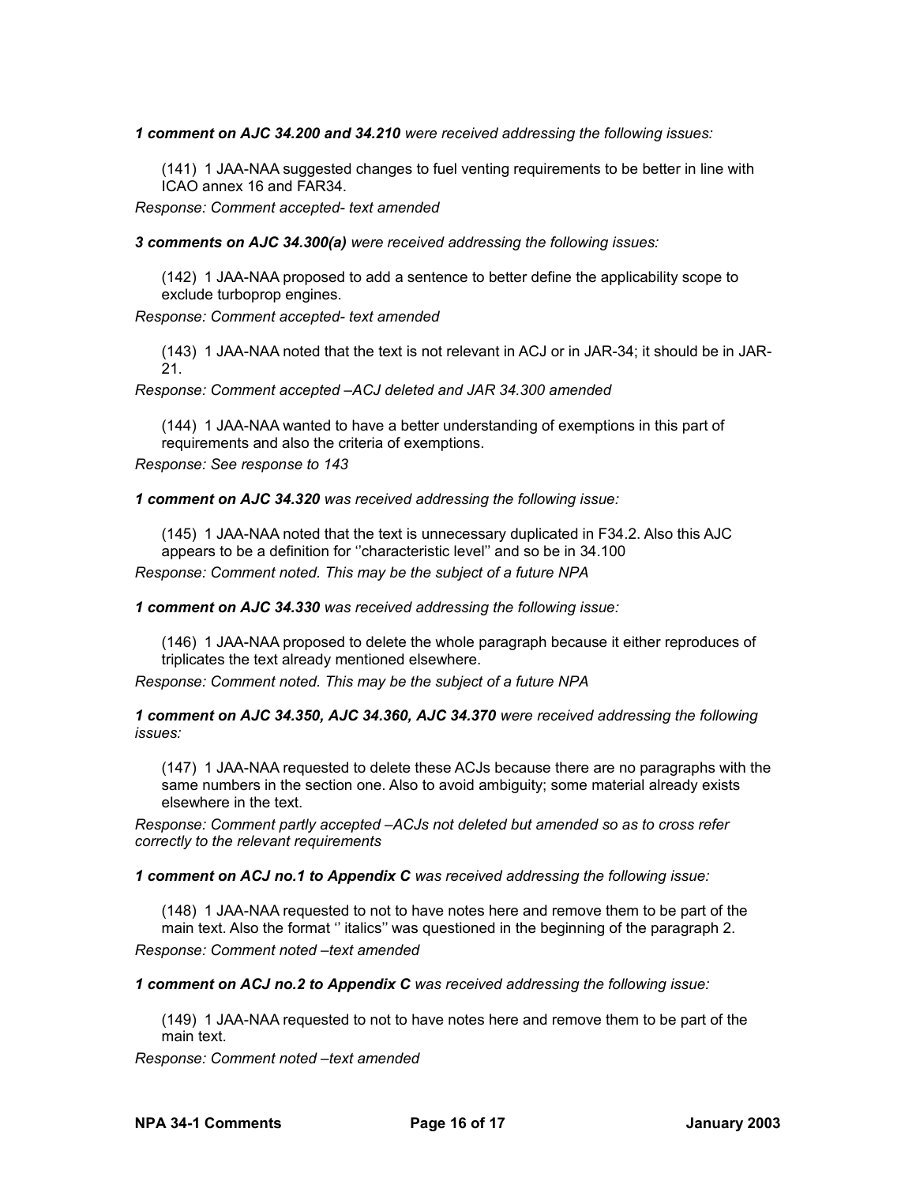***1 comment on AJC 34.200 and 34.210** were received addressing the following issues:*

(141) 1 JAA-NAA suggested changes to fuel venting requirements to be better in line with ICAO annex 16 and FAR34.

*Response: Comment accepted- text amended*

***3 comments on AJC 34.300(a)** were received addressing the following issues:*

(142) 1 JAA-NAA proposed to add a sentence to better define the applicability scope to exclude turboprop engines.

*Response: Comment accepted- text amended*

(143) 1 JAA-NAA noted that the text is not relevant in ACJ or in JAR-34; it should be in JAR-21.

*Response: Comment accepted –ACJ deleted and JAR 34.300 amended*

(144) 1 JAA-NAA wanted to have a better understanding of exemptions in this part of requirements and also the criteria of exemptions.

*Response: See response to 143*

***1 comment on AJC 34.320** was received addressing the following issue:*

(145) 1 JAA-NAA noted that the text is unnecessary duplicated in F34.2. Also this AJC appears to be a definition for ''characteristic level'' and so be in 34.100

*Response: Comment noted. This may be the subject of a future NPA*

***1 comment on AJC 34.330** was received addressing the following issue:*

(146) 1 JAA-NAA proposed to delete the whole paragraph because it either reproduces of triplicates the text already mentioned elsewhere.

*Response: Comment noted. This may be the subject of a future NPA*

***1 comment on AJC 34.350, AJC 34.360, AJC 34.370** were received addressing the following issues:*

(147) 1 JAA-NAA requested to delete these ACJs because there are no paragraphs with the same numbers in the section one. Also to avoid ambiguity; some material already exists elsewhere in the text.

*Response: Comment partly accepted –ACJs not deleted but amended so as to cross refer correctly to the relevant requirements*

***1 comment on ACJ no.1 to Appendix C** was received addressing the following issue:*

(148) 1 JAA-NAA requested to not to have notes here and remove them to be part of the main text. Also the format '' italics'' was questioned in the beginning of the paragraph 2.

*Response: Comment noted –text amended*

***1 comment on ACJ no.2 to Appendix C** was received addressing the following issue:*

(149) 1 JAA-NAA requested to not to have notes here and remove them to be part of the main text.

*Response: Comment noted –text amended*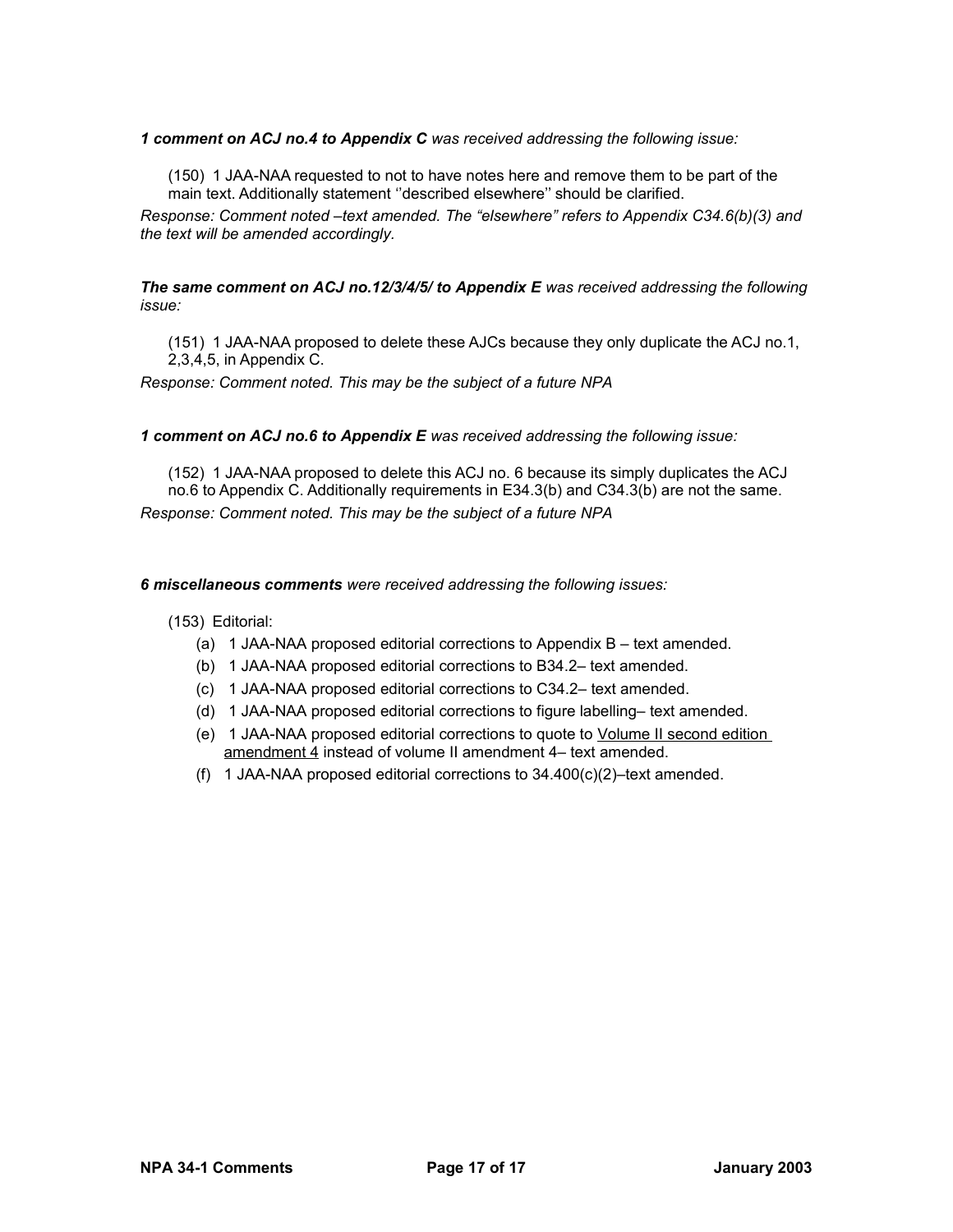***1 comment on ACJ no.4 to Appendix C** was received addressing the following issue:*

(150) 1 JAA-NAA requested to not to have notes here and remove them to be part of the main text. Additionally statement ''described elsewhere'' should be clarified.

*Response: Comment noted –text amended. The "elsewhere" refers to Appendix C34.6(b)(3) and the text will be amended accordingly.*

***The same comment on ACJ no.12/3/4/5/ to Appendix E** was received addressing the following issue:*

(151) 1 JAA-NAA proposed to delete these AJCs because they only duplicate the ACJ no.1, 2,3,4,5, in Appendix C.

*Response: Comment noted. This may be the subject of a future NPA*

***1 comment on ACJ no.6 to Appendix E** was received addressing the following issue:*

(152) 1 JAA-NAA proposed to delete this ACJ no. 6 because its simply duplicates the ACJ no.6 to Appendix C. Additionally requirements in E34.3(b) and C34.3(b) are not the same.

*Response: Comment noted. This may be the subject of a future NPA*

***6 miscellaneous comments** were received addressing the following issues:*

(153) Editorial:

- (a) 1 JAA-NAA proposed editorial corrections to Appendix B – text amended.
- (b) 1 JAA-NAA proposed editorial corrections to B34.2– text amended.
- (c) 1 JAA-NAA proposed editorial corrections to C34.2– text amended.
- (d) 1 JAA-NAA proposed editorial corrections to figure labelling– text amended.
- (e) 1 JAA-NAA proposed editorial corrections to quote to <u>Volume II second edition amendment 4</u> instead of volume II amendment 4– text amended.
- (f) 1 JAA-NAA proposed editorial corrections to 34.400(c)(2)–text amended.